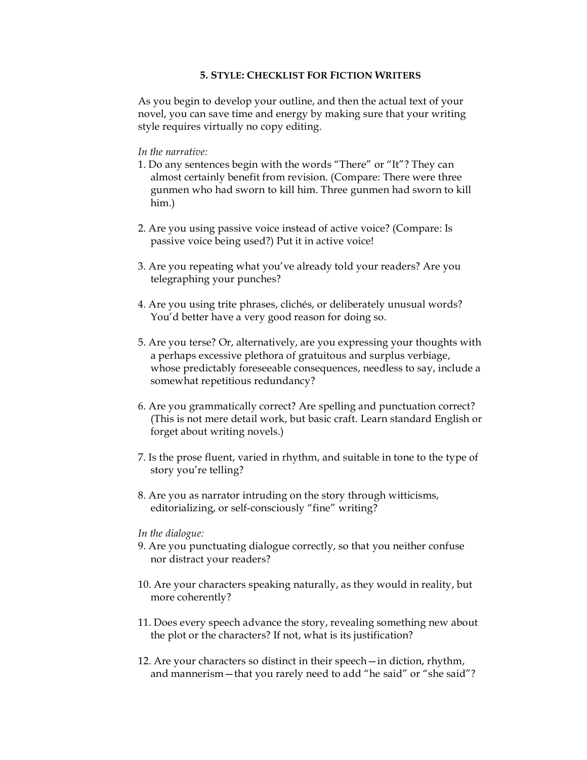## 5. Style: Checklist For Fiction Writers

As you begin to develop your outline, and then the actual text of your novel, you can save time and energy by making sure that your writing style requires virtually no copy editing.

*In the narrative:*

1. Do any sentences begin with the words "There" or "It"? They can almost certainly benefit from revision. (Compare: There were three gunmen who had sworn to kill him. Three gunmen had sworn to kill him.)

2. Are you using passive voice instead of active voice? (Compare: Is passive voice being used?) Put it in active voice!

3. Are you repeating what you've already told your readers? Are you telegraphing your punches?

4. Are you using trite phrases, clichés, or deliberately unusual words? You'd better have a very good reason for doing so.

5. Are you terse? Or, alternatively, are you expressing your thoughts with a perhaps excessive plethora of gratuitous and surplus verbiage, whose predictably foreseeable consequences, needless to say, include a somewhat repetitious redundancy?

6. Are you grammatically correct? Are spelling and punctuation correct? (This is not mere detail work, but basic craft. Learn standard English or forget about writing novels.)

7. Is the prose fluent, varied in rhythm, and suitable in tone to the type of story you're telling?

8. Are you as narrator intruding on the story through witticisms, editorializing, or self-consciously "fine" writing?

*In the dialogue:*

9. Are you punctuating dialogue correctly, so that you neither confuse nor distract your readers?

10. Are your characters speaking naturally, as they would in reality, but more coherently?

11. Does every speech advance the story, revealing something new about the plot or the characters? If not, what is its justification?

12. Are your characters so distinct in their speech—in diction, rhythm, and mannerism—that you rarely need to add "he said" or "she said"?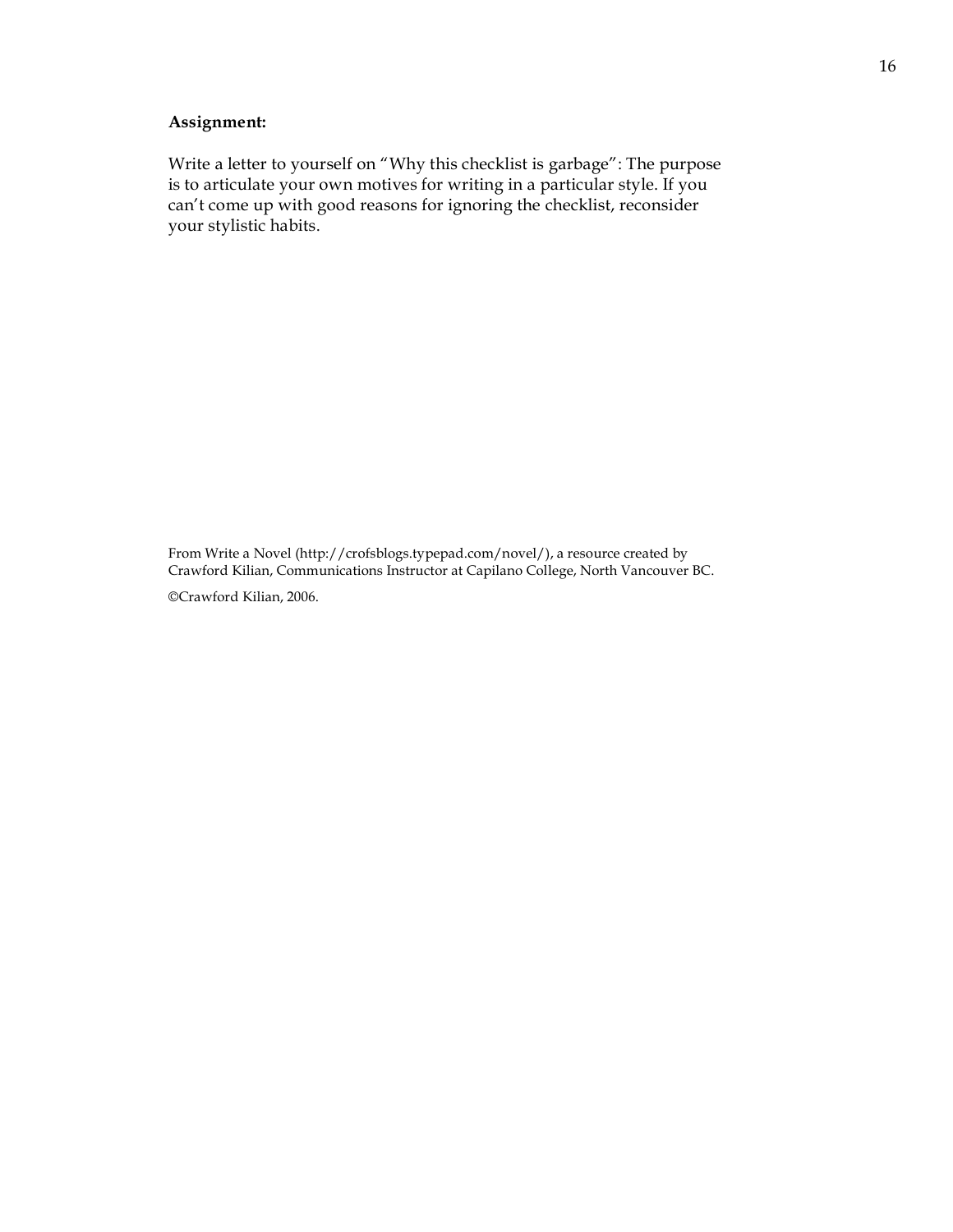**Assignment:**

Write a letter to yourself on "Why this checklist is garbage": The purpose is to articulate your own motives for writing in a particular style. If you can't come up with good reasons for ignoring the checklist, reconsider your stylistic habits.

From Write a Novel (http://crofsblogs.typepad.com/novel/), a resource created by Crawford Kilian, Communications Instructor at Capilano College, North Vancouver BC.

©Crawford Kilian, 2006.